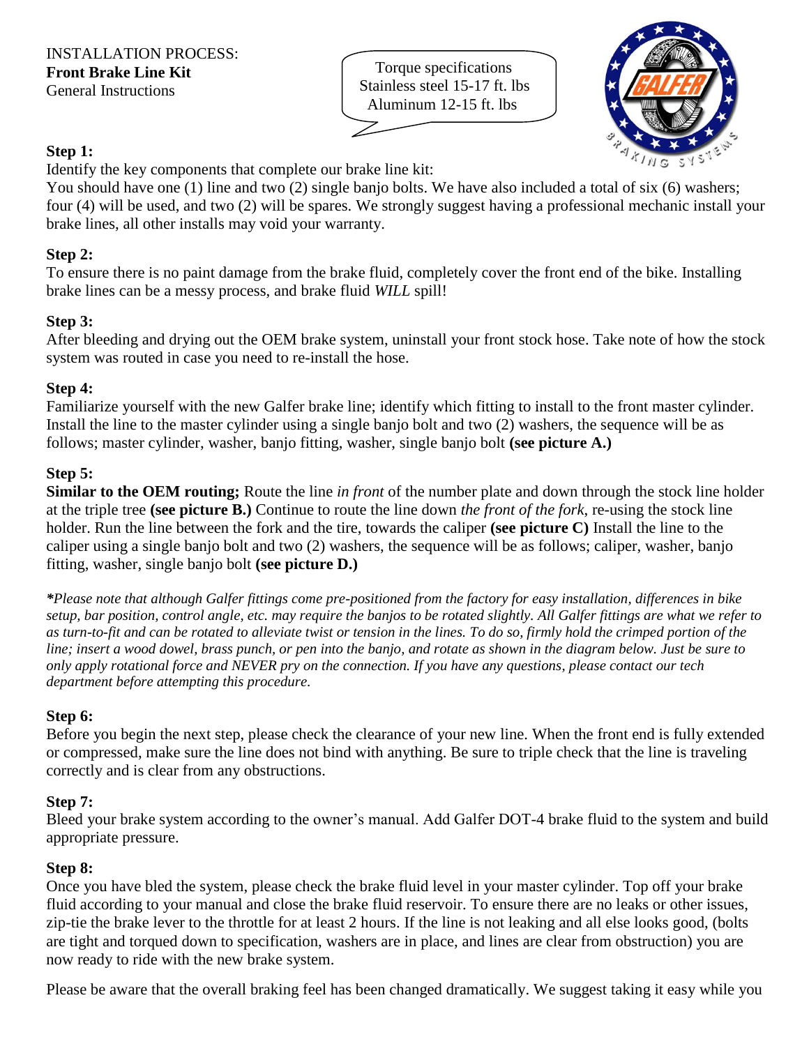INSTALLATION PROCESS:
**Front Brake Line Kit**
General Instructions

Torque specifications
Stainless steel 15-17 ft. lbs
Aluminum 12-15 ft. lbs

**Step 1:**
Identify the key components that complete our brake line kit:
You should have one (1) line and two (2) single banjo bolts. We have also included a total of six (6) washers; four (4) will be used, and two (2) will be spares. We strongly suggest having a professional mechanic install your brake lines, all other installs may void your warranty.

**Step 2:**
To ensure there is no paint damage from the brake fluid, completely cover the front end of the bike. Installing brake lines can be a messy process, and brake fluid *WILL* spill!

**Step 3:**
After bleeding and drying out the OEM brake system, uninstall your front stock hose. Take note of how the stock system was routed in case you need to re-install the hose.

**Step 4:**
Familiarize yourself with the new Galfer brake line; identify which fitting to install to the front master cylinder. Install the line to the master cylinder using a single banjo bolt and two (2) washers, the sequence will be as follows; master cylinder, washer, banjo fitting, washer, single banjo bolt **(see picture A.)**

**Step 5:**
**Similar to the OEM routing;** Route the line *in front* of the number plate and down through the stock line holder at the triple tree **(see picture B.)** Continue to route the line down *the front of the fork*, re-using the stock line holder. Run the line between the fork and the tire, towards the caliper **(see picture C)** Install the line to the caliper using a single banjo bolt and two (2) washers, the sequence will be as follows; caliper, washer, banjo fitting, washer, single banjo bolt **(see picture D.)**

***Please note that although Galfer fittings come pre-positioned from the factory for easy installation, differences in bike setup, bar position, control angle, etc. may require the banjos to be rotated slightly. All Galfer fittings are what we refer to as turn-to-fit and can be rotated to alleviate twist or tension in the lines. To do so, firmly hold the crimped portion of the line; insert a wood dowel, brass punch, or pen into the banjo, and rotate as shown in the diagram below. Just be sure to only apply rotational force and NEVER pry on the connection. If you have any questions, please contact our tech department before attempting this procedure.*

**Step 6:**
Before you begin the next step, please check the clearance of your new line. When the front end is fully extended or compressed, make sure the line does not bind with anything. Be sure to triple check that the line is traveling correctly and is clear from any obstructions.

**Step 7:**
Bleed your brake system according to the owner's manual. Add Galfer DOT-4 brake fluid to the system and build appropriate pressure.

**Step 8:**
Once you have bled the system, please check the brake fluid level in your master cylinder. Top off your brake fluid according to your manual and close the brake fluid reservoir. To ensure there are no leaks or other issues, zip-tie the brake lever to the throttle for at least 2 hours. If the line is not leaking and all else looks good, (bolts are tight and torqued down to specification, washers are in place, and lines are clear from obstruction) you are now ready to ride with the new brake system.

Please be aware that the overall braking feel has been changed dramatically. We suggest taking it easy while you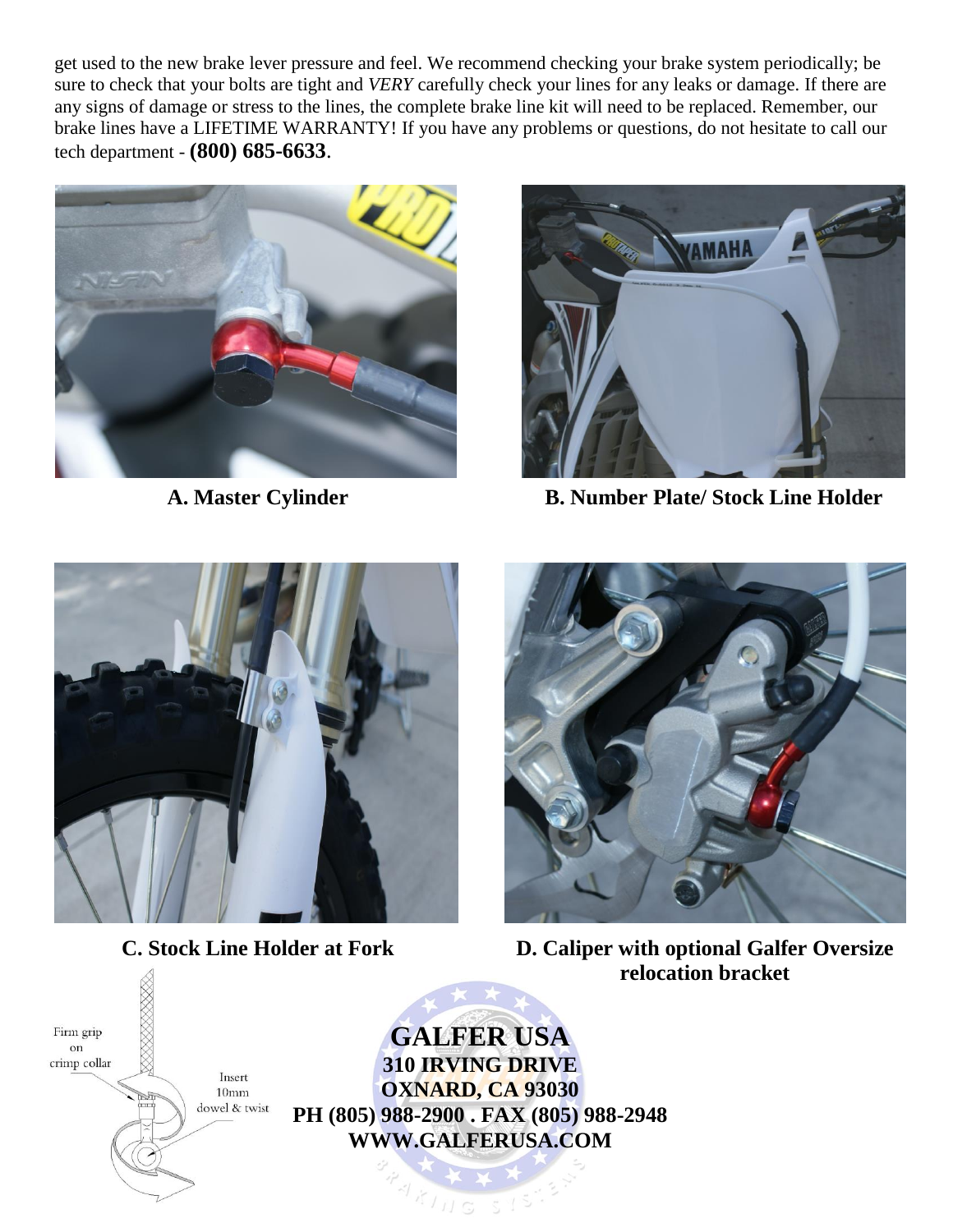get used to the new brake lever pressure and feel. We recommend checking your brake system periodically; be sure to check that your bolts are tight and *VERY* carefully check your lines for any leaks or damage. If there are any signs of damage or stress to the lines, the complete brake line kit will need to be replaced. Remember, our brake lines have a LIFETIME WARRANTY! If you have any problems or questions, do not hesitate to call our tech department - **(800) 685-6633**.

**A. Master Cylinder**

**B. Number Plate/ Stock Line Holder**

**C. Stock Line Holder at Fork**

**D. Caliper with optional Galfer Oversize relocation bracket**

Firm grip on crimp collar

Insert 10mm dowel & twist

**GALFER USA**
**310 IRVING DRIVE**
**OXNARD, CA 93030**
**PH (805) 988-2900 . FAX (805) 988-2948**
**WWW.GALFERUSA.COM**